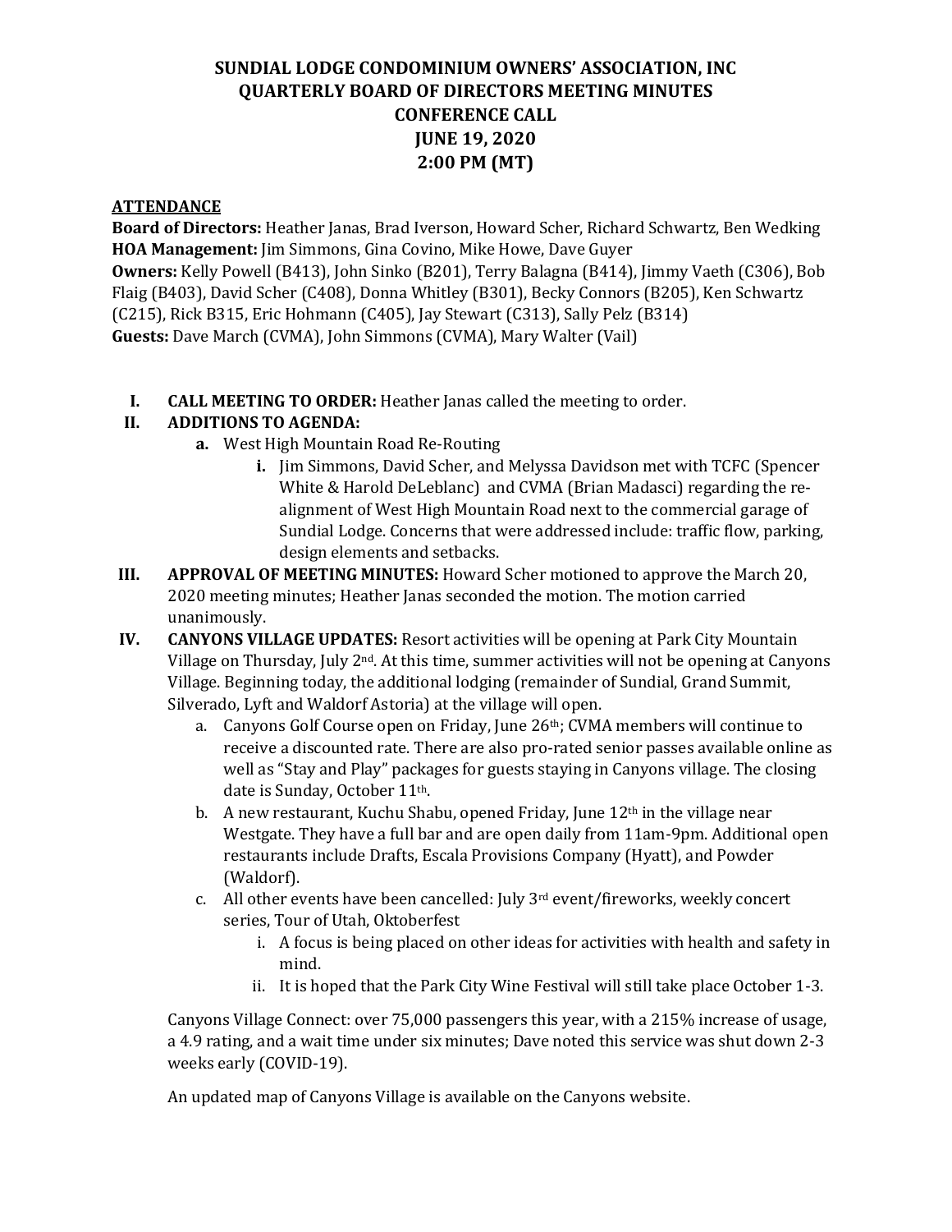# SUNDIAL LODGE CONDOMINIUM OWNERS' ASSOCIATION, INC
## QUARTERLY BOARD OF DIRECTORS MEETING MINUTES
## CONFERENCE CALL
## JUNE 19, 2020
## 2:00 PM (MT)

**ATTENDANCE**

**Board of Directors:** Heather Janas, Brad Iverson, Howard Scher, Richard Schwartz, Ben Wedking
**HOA Management:** Jim Simmons, Gina Covino, Mike Howe, Dave Guyer
**Owners:** Kelly Powell (B413), John Sinko (B201), Terry Balagna (B414), Jimmy Vaeth (C306), Bob Flaig (B403), David Scher (C408), Donna Whitley (B301), Becky Connors (B205), Ken Schwartz (C215), Rick B315, Eric Hohmann (C405), Jay Stewart (C313), Sally Pelz (B314)
**Guests:** Dave March (CVMA), John Simmons (CVMA), Mary Walter (Vail)

I. **CALL MEETING TO ORDER:** Heather Janas called the meeting to order.

II. **ADDITIONS TO AGENDA:**
   a. West High Mountain Road Re-Routing
      i. Jim Simmons, David Scher, and Melyssa Davidson met with TCFC (Spencer White & Harold DeLeblanc) and CVMA (Brian Madasci) regarding the re-alignment of West High Mountain Road next to the commercial garage of Sundial Lodge. Concerns that were addressed include: traffic flow, parking, design elements and setbacks.

III. **APPROVAL OF MEETING MINUTES:** Howard Scher motioned to approve the March 20, 2020 meeting minutes; Heather Janas seconded the motion. The motion carried unanimously.

IV. **CANYONS VILLAGE UPDATES:** Resort activities will be opening at Park City Mountain Village on Thursday, July 2nd. At this time, summer activities will not be opening at Canyons Village. Beginning today, the additional lodging (remainder of Sundial, Grand Summit, Silverado, Lyft and Waldorf Astoria) at the village will open.
   a. Canyons Golf Course open on Friday, June 26th; CVMA members will continue to receive a discounted rate. There are also pro-rated senior passes available online as well as "Stay and Play" packages for guests staying in Canyons village. The closing date is Sunday, October 11th.
   b. A new restaurant, Kuchu Shabu, opened Friday, June 12th in the village near Westgate. They have a full bar and are open daily from 11am-9pm. Additional open restaurants include Drafts, Escala Provisions Company (Hyatt), and Powder (Waldorf).
   c. All other events have been cancelled: July 3rd event/fireworks, weekly concert series, Tour of Utah, Oktoberfest
      i. A focus is being placed on other ideas for activities with health and safety in mind.
      ii. It is hoped that the Park City Wine Festival will still take place October 1-3.

   Canyons Village Connect: over 75,000 passengers this year, with a 215% increase of usage, a 4.9 rating, and a wait time under six minutes; Dave noted this service was shut down 2-3 weeks early (COVID-19).

   An updated map of Canyons Village is available on the Canyons website.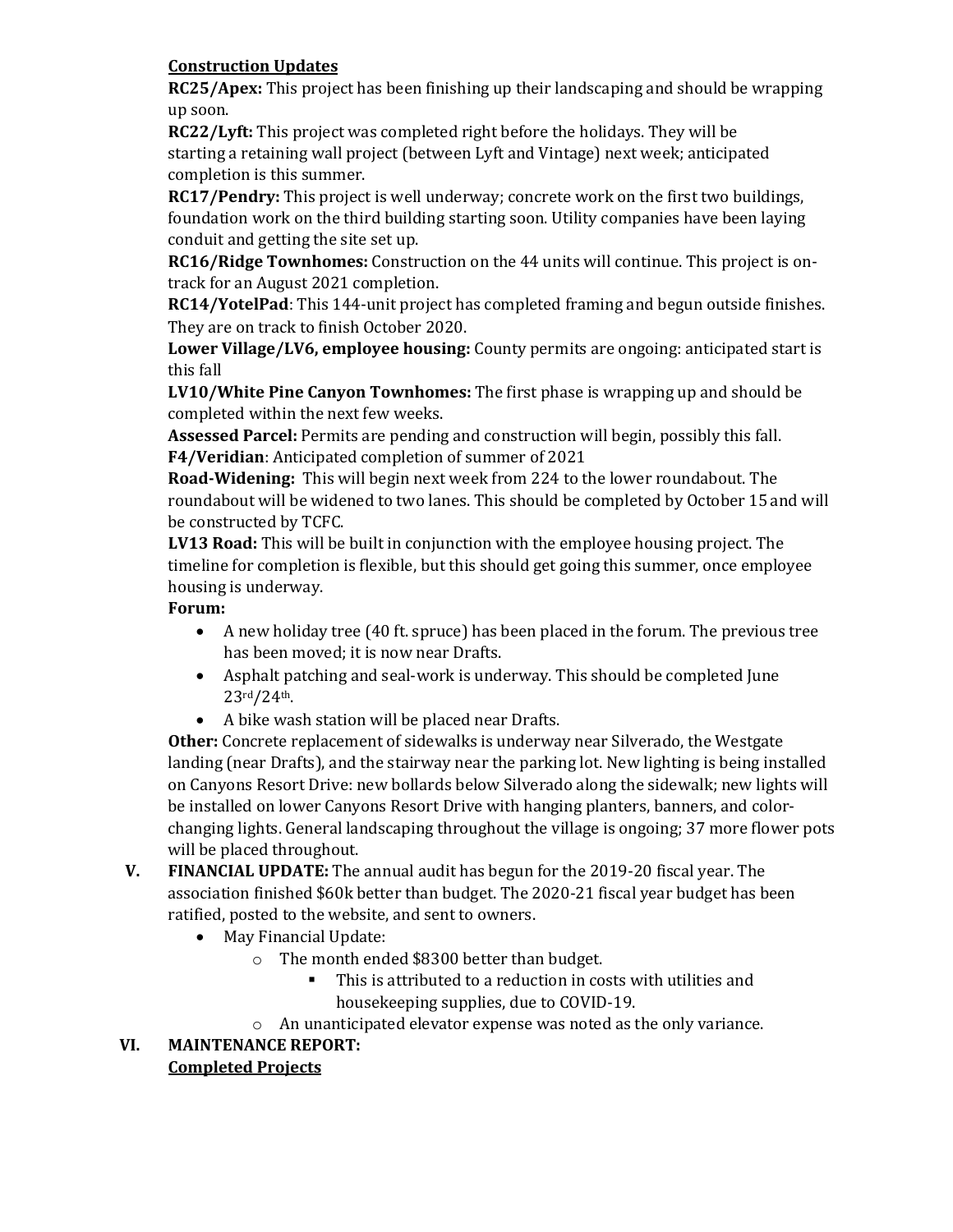**Construction Updates**

**RC25/Apex:** This project has been finishing up their landscaping and should be wrapping up soon.

**RC22/Lyft:** This project was completed right before the holidays. They will be starting a retaining wall project (between Lyft and Vintage) next week; anticipated completion is this summer.

**RC17/Pendry:** This project is well underway; concrete work on the first two buildings, foundation work on the third building starting soon. Utility companies have been laying conduit and getting the site set up.

**RC16/Ridge Townhomes:** Construction on the 44 units will continue. This project is on-track for an August 2021 completion.

**RC14/YotelPad**: This 144-unit project has completed framing and begun outside finishes. They are on track to finish October 2020.

**Lower Village/LV6, employee housing:** County permits are ongoing: anticipated start is this fall

**LV10/White Pine Canyon Townhomes:** The first phase is wrapping up and should be completed within the next few weeks.

**Assessed Parcel:** Permits are pending and construction will begin, possibly this fall.

**F4/Veridian**: Anticipated completion of summer of 2021

**Road-Widening:** This will begin next week from 224 to the lower roundabout. The roundabout will be widened to two lanes. This should be completed by October 15 and will be constructed by TCFC.

**LV13 Road:** This will be built in conjunction with the employee housing project. The timeline for completion is flexible, but this should get going this summer, once employee housing is underway.

**Forum:**

- A new holiday tree (40 ft. spruce) has been placed in the forum. The previous tree has been moved; it is now near Drafts.
- Asphalt patching and seal-work is underway. This should be completed June 23rd/24th.
- A bike wash station will be placed near Drafts.

**Other:** Concrete replacement of sidewalks is underway near Silverado, the Westgate landing (near Drafts), and the stairway near the parking lot. New lighting is being installed on Canyons Resort Drive: new bollards below Silverado along the sidewalk; new lights will be installed on lower Canyons Resort Drive with hanging planters, banners, and color-changing lights. General landscaping throughout the village is ongoing; 37 more flower pots will be placed throughout.

V. **FINANCIAL UPDATE:** The annual audit has begun for the 2019-20 fiscal year. The association finished $60k better than budget. The 2020-21 fiscal year budget has been ratified, posted to the website, and sent to owners.

- May Financial Update:
  - The month ended $8300 better than budget.
    - This is attributed to a reduction in costs with utilities and housekeeping supplies, due to COVID-19.
  - An unanticipated elevator expense was noted as the only variance.

VI. **MAINTENANCE REPORT:**

**Completed Projects**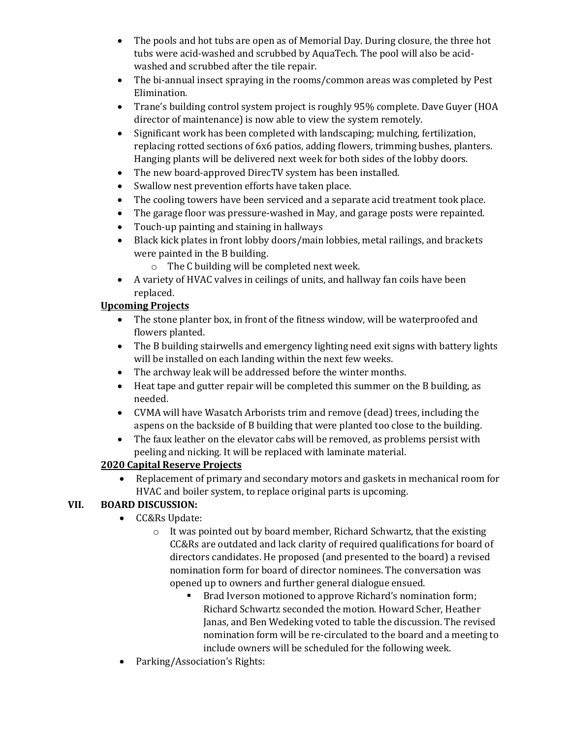- The pools and hot tubs are open as of Memorial Day. During closure, the three hot tubs were acid-washed and scrubbed by AquaTech. The pool will also be acid-washed and scrubbed after the tile repair.
- The bi-annual insect spraying in the rooms/common areas was completed by Pest Elimination.
- Trane's building control system project is roughly 95% complete. Dave Guyer (HOA director of maintenance) is now able to view the system remotely.
- Significant work has been completed with landscaping; mulching, fertilization, replacing rotted sections of 6x6 patios, adding flowers, trimming bushes, planters. Hanging plants will be delivered next week for both sides of the lobby doors.
- The new board-approved DirecTV system has been installed.
- Swallow nest prevention efforts have taken place.
- The cooling towers have been serviced and a separate acid treatment took place.
- The garage floor was pressure-washed in May, and garage posts were repainted.
- Touch-up painting and staining in hallways
- Black kick plates in front lobby doors/main lobbies, metal railings, and brackets were painted in the B building.
  - The C building will be completed next week.
- A variety of HVAC valves in ceilings of units, and hallway fan coils have been replaced.

**Upcoming Projects**

- The stone planter box, in front of the fitness window, will be waterproofed and flowers planted.
- The B building stairwells and emergency lighting need exit signs with battery lights will be installed on each landing within the next few weeks.
- The archway leak will be addressed before the winter months.
- Heat tape and gutter repair will be completed this summer on the B building, as needed.
- CVMA will have Wasatch Arborists trim and remove (dead) trees, including the aspens on the backside of B building that were planted too close to the building.
- The faux leather on the elevator cabs will be removed, as problems persist with peeling and nicking. It will be replaced with laminate material.

**2020 Capital Reserve Projects**

- Replacement of primary and secondary motors and gaskets in mechanical room for HVAC and boiler system, to replace original parts is upcoming.

## VII. BOARD DISCUSSION:

- CC&Rs Update:
  - It was pointed out by board member, Richard Schwartz, that the existing CC&Rs are outdated and lack clarity of required qualifications for board of directors candidates. He proposed (and presented to the board) a revised nomination form for board of director nominees. The conversation was opened up to owners and further general dialogue ensued.
    - Brad Iverson motioned to approve Richard's nomination form; Richard Schwartz seconded the motion. Howard Scher, Heather Janas, and Ben Wedeking voted to table the discussion. The revised nomination form will be re-circulated to the board and a meeting to include owners will be scheduled for the following week.
- Parking/Association's Rights: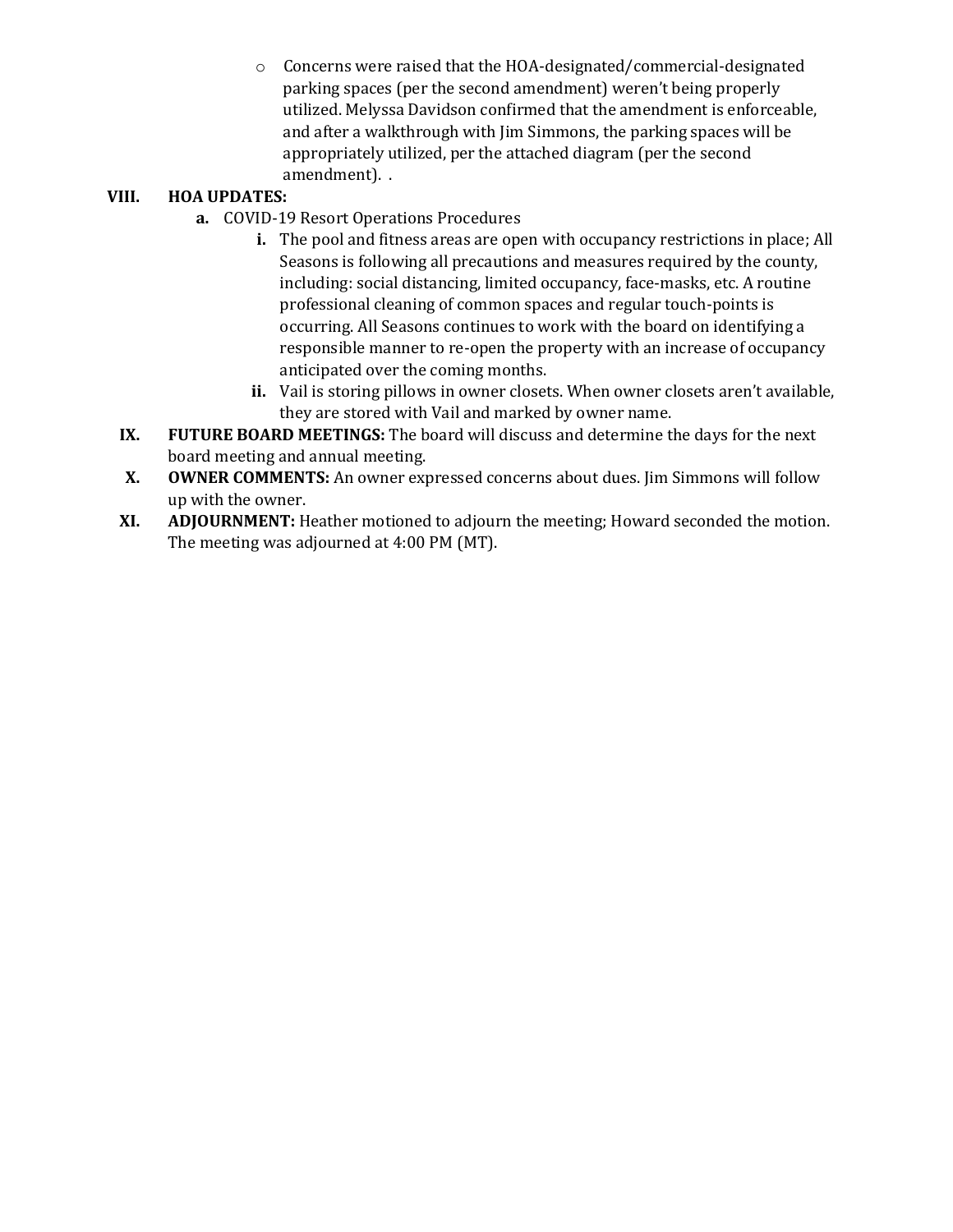- Concerns were raised that the HOA-designated/commercial-designated parking spaces (per the second amendment) weren't being properly utilized. Melyssa Davidson confirmed that the amendment is enforceable, and after a walkthrough with Jim Simmons, the parking spaces will be appropriately utilized, per the attached diagram (per the second amendment). .

**VIII. HOA UPDATES:**

- **a.** COVID-19 Resort Operations Procedures
  - **i.** The pool and fitness areas are open with occupancy restrictions in place; All Seasons is following all precautions and measures required by the county, including: social distancing, limited occupancy, face-masks, etc. A routine professional cleaning of common spaces and regular touch-points is occurring. All Seasons continues to work with the board on identifying a responsible manner to re-open the property with an increase of occupancy anticipated over the coming months.
  - **ii.** Vail is storing pillows in owner closets. When owner closets aren't available, they are stored with Vail and marked by owner name.

**IX. FUTURE BOARD MEETINGS:** The board will discuss and determine the days for the next board meeting and annual meeting.

**X. OWNER COMMENTS:** An owner expressed concerns about dues. Jim Simmons will follow up with the owner.

**XI. ADJOURNMENT:** Heather motioned to adjourn the meeting; Howard seconded the motion. The meeting was adjourned at 4:00 PM (MT).